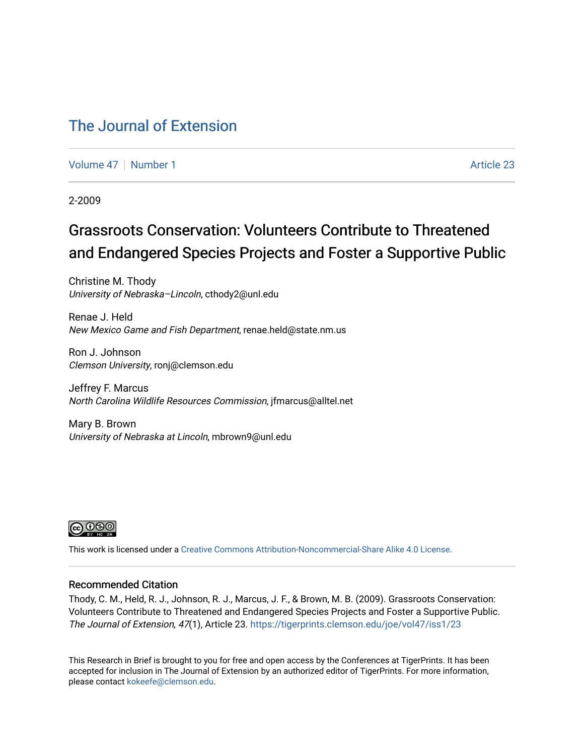# The Journal of Extension

Volume 47 | Number 1 | Article 23

2-2009

## Grassroots Conservation: Volunteers Contribute to Threatened and Endangered Species Projects and Foster a Supportive Public

Christine M. Thody
*University of Nebraska–Lincoln*, cthody2@unl.edu

Renae J. Held
*New Mexico Game and Fish Department*, renae.held@state.nm.us

Ron J. Johnson
*Clemson University*, ronj@clemson.edu

Jeffrey F. Marcus
*North Carolina Wildlife Resources Commission*, jfmarcus@alltel.net

Mary B. Brown
*University of Nebraska at Lincoln*, mbrown9@unl.edu

This work is licensed under a Creative Commons Attribution-Noncommercial-Share Alike 4.0 License.

### Recommended Citation

Thody, C. M., Held, R. J., Johnson, R. J., Marcus, J. F., & Brown, M. B. (2009). Grassroots Conservation: Volunteers Contribute to Threatened and Endangered Species Projects and Foster a Supportive Public. *The Journal of Extension, 47*(1), Article 23. https://tigerprints.clemson.edu/joe/vol47/iss1/23

This Research in Brief is brought to you for free and open access by the Conferences at TigerPrints. It has been accepted for inclusion in The Journal of Extension by an authorized editor of TigerPrints. For more information, please contact kokeefe@clemson.edu.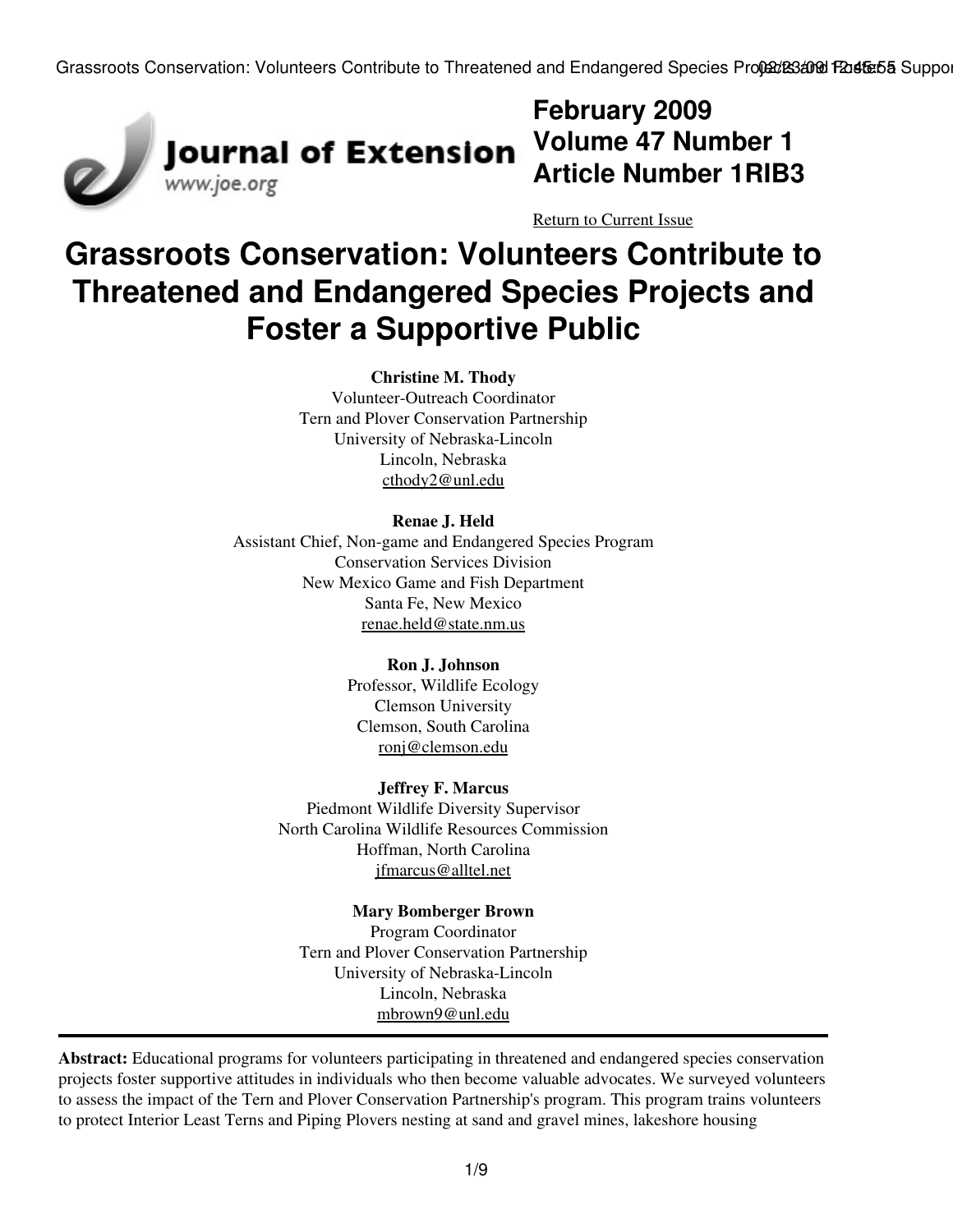**February 2009**
**Volume 47 Number 1**
**Article Number 1RIB3**

Return to Current Issue

# Grassroots Conservation: Volunteers Contribute to Threatened and Endangered Species Projects and Foster a Supportive Public

**Christine M. Thody**
Volunteer-Outreach Coordinator
Tern and Plover Conservation Partnership
University of Nebraska-Lincoln
Lincoln, Nebraska
cthody2@unl.edu

**Renae J. Held**
Assistant Chief, Non-game and Endangered Species Program
Conservation Services Division
New Mexico Game and Fish Department
Santa Fe, New Mexico
renae.held@state.nm.us

**Ron J. Johnson**
Professor, Wildlife Ecology
Clemson University
Clemson, South Carolina
ronj@clemson.edu

**Jeffrey F. Marcus**
Piedmont Wildlife Diversity Supervisor
North Carolina Wildlife Resources Commission
Hoffman, North Carolina
jfmarcus@alltel.net

**Mary Bomberger Brown**
Program Coordinator
Tern and Plover Conservation Partnership
University of Nebraska-Lincoln
Lincoln, Nebraska
mbrown9@unl.edu

---

**Abstract:** Educational programs for volunteers participating in threatened and endangered species conservation projects foster supportive attitudes in individuals who then become valuable advocates. We surveyed volunteers to assess the impact of the Tern and Plover Conservation Partnership's program. This program trains volunteers to protect Interior Least Terns and Piping Plovers nesting at sand and gravel mines, lakeshore housing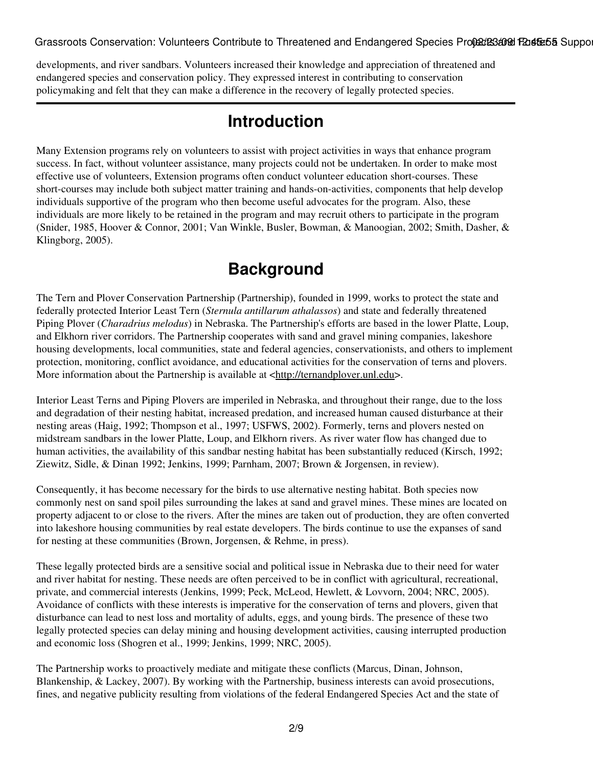developments, and river sandbars. Volunteers increased their knowledge and appreciation of threatened and endangered species and conservation policy. They expressed interest in contributing to conservation policymaking and felt that they can make a difference in the recovery of legally protected species.

## Introduction

Many Extension programs rely on volunteers to assist with project activities in ways that enhance program success. In fact, without volunteer assistance, many projects could not be undertaken. In order to make most effective use of volunteers, Extension programs often conduct volunteer education short-courses. These short-courses may include both subject matter training and hands-on-activities, components that help develop individuals supportive of the program who then become useful advocates for the program. Also, these individuals are more likely to be retained in the program and may recruit others to participate in the program (Snider, 1985, Hoover & Connor, 2001; Van Winkle, Busler, Bowman, & Manoogian, 2002; Smith, Dasher, & Klingborg, 2005).

## Background

The Tern and Plover Conservation Partnership (Partnership), founded in 1999, works to protect the state and federally protected Interior Least Tern (*Sternula antillarum athalassos*) and state and federally threatened Piping Plover (*Charadrius melodus*) in Nebraska. The Partnership's efforts are based in the lower Platte, Loup, and Elkhorn river corridors. The Partnership cooperates with sand and gravel mining companies, lakeshore housing developments, local communities, state and federal agencies, conservationists, and others to implement protection, monitoring, conflict avoidance, and educational activities for the conservation of terns and plovers. More information about the Partnership is available at <http://ternandplover.unl.edu>.

Interior Least Terns and Piping Plovers are imperiled in Nebraska, and throughout their range, due to the loss and degradation of their nesting habitat, increased predation, and increased human caused disturbance at their nesting areas (Haig, 1992; Thompson et al., 1997; USFWS, 2002). Formerly, terns and plovers nested on midstream sandbars in the lower Platte, Loup, and Elkhorn rivers. As river water flow has changed due to human activities, the availability of this sandbar nesting habitat has been substantially reduced (Kirsch, 1992; Ziewitz, Sidle, & Dinan 1992; Jenkins, 1999; Parnham, 2007; Brown & Jorgensen, in review).

Consequently, it has become necessary for the birds to use alternative nesting habitat. Both species now commonly nest on sand spoil piles surrounding the lakes at sand and gravel mines. These mines are located on property adjacent to or close to the rivers. After the mines are taken out of production, they are often converted into lakeshore housing communities by real estate developers. The birds continue to use the expanses of sand for nesting at these communities (Brown, Jorgensen, & Rehme, in press).

These legally protected birds are a sensitive social and political issue in Nebraska due to their need for water and river habitat for nesting. These needs are often perceived to be in conflict with agricultural, recreational, private, and commercial interests (Jenkins, 1999; Peck, McLeod, Hewlett, & Lovvorn, 2004; NRC, 2005). Avoidance of conflicts with these interests is imperative for the conservation of terns and plovers, given that disturbance can lead to nest loss and mortality of adults, eggs, and young birds. The presence of these two legally protected species can delay mining and housing development activities, causing interrupted production and economic loss (Shogren et al., 1999; Jenkins, 1999; NRC, 2005).

The Partnership works to proactively mediate and mitigate these conflicts (Marcus, Dinan, Johnson, Blankenship, & Lackey, 2007). By working with the Partnership, business interests can avoid prosecutions, fines, and negative publicity resulting from violations of the federal Endangered Species Act and the state of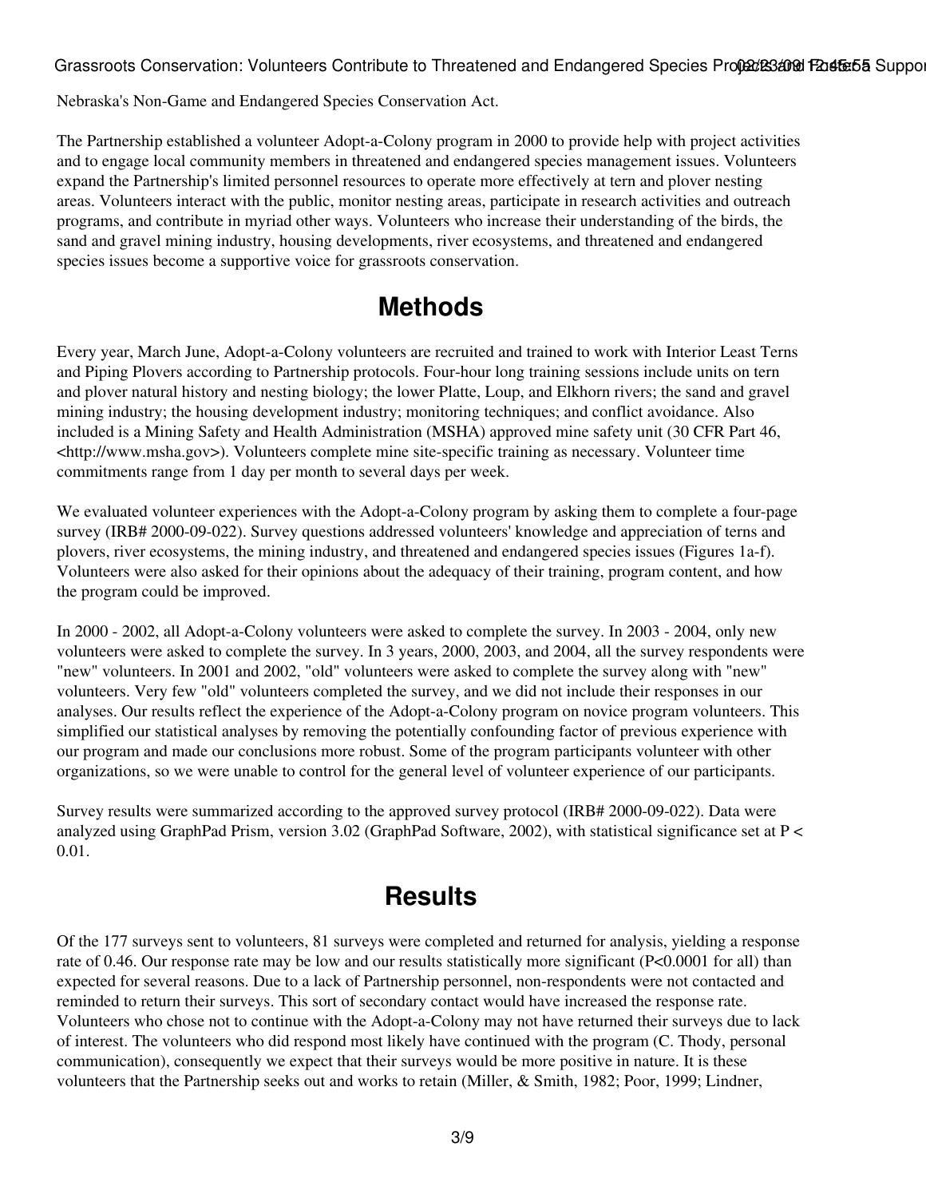Nebraska's Non-Game and Endangered Species Conservation Act.

The Partnership established a volunteer Adopt-a-Colony program in 2000 to provide help with project activities and to engage local community members in threatened and endangered species management issues. Volunteers expand the Partnership's limited personnel resources to operate more effectively at tern and plover nesting areas. Volunteers interact with the public, monitor nesting areas, participate in research activities and outreach programs, and contribute in myriad other ways. Volunteers who increase their understanding of the birds, the sand and gravel mining industry, housing developments, river ecosystems, and threatened and endangered species issues become a supportive voice for grassroots conservation.

## Methods

Every year, March June, Adopt-a-Colony volunteers are recruited and trained to work with Interior Least Terns and Piping Plovers according to Partnership protocols. Four-hour long training sessions include units on tern and plover natural history and nesting biology; the lower Platte, Loup, and Elkhorn rivers; the sand and gravel mining industry; the housing development industry; monitoring techniques; and conflict avoidance. Also included is a Mining Safety and Health Administration (MSHA) approved mine safety unit (30 CFR Part 46, <http://www.msha.gov>). Volunteers complete mine site-specific training as necessary. Volunteer time commitments range from 1 day per month to several days per week.

We evaluated volunteer experiences with the Adopt-a-Colony program by asking them to complete a four-page survey (IRB# 2000-09-022). Survey questions addressed volunteers' knowledge and appreciation of terns and plovers, river ecosystems, the mining industry, and threatened and endangered species issues (Figures 1a-f). Volunteers were also asked for their opinions about the adequacy of their training, program content, and how the program could be improved.

In 2000 - 2002, all Adopt-a-Colony volunteers were asked to complete the survey. In 2003 - 2004, only new volunteers were asked to complete the survey. In 3 years, 2000, 2003, and 2004, all the survey respondents were "new" volunteers. In 2001 and 2002, "old" volunteers were asked to complete the survey along with "new" volunteers. Very few "old" volunteers completed the survey, and we did not include their responses in our analyses. Our results reflect the experience of the Adopt-a-Colony program on novice program volunteers. This simplified our statistical analyses by removing the potentially confounding factor of previous experience with our program and made our conclusions more robust. Some of the program participants volunteer with other organizations, so we were unable to control for the general level of volunteer experience of our participants.

Survey results were summarized according to the approved survey protocol (IRB# 2000-09-022). Data were analyzed using GraphPad Prism, version 3.02 (GraphPad Software, 2002), with statistical significance set at $P < 0.01$.

## Results

Of the 177 surveys sent to volunteers, 81 surveys were completed and returned for analysis, yielding a response rate of 0.46. Our response rate may be low and our results statistically more significant ($P<0.0001$ for all) than expected for several reasons. Due to a lack of Partnership personnel, non-respondents were not contacted and reminded to return their surveys. This sort of secondary contact would have increased the response rate. Volunteers who chose not to continue with the Adopt-a-Colony may not have returned their surveys due to lack of interest. The volunteers who did respond most likely have continued with the program (C. Thody, personal communication), consequently we expect that their surveys would be more positive in nature. It is these volunteers that the Partnership seeks out and works to retain (Miller, & Smith, 1982; Poor, 1999; Lindner,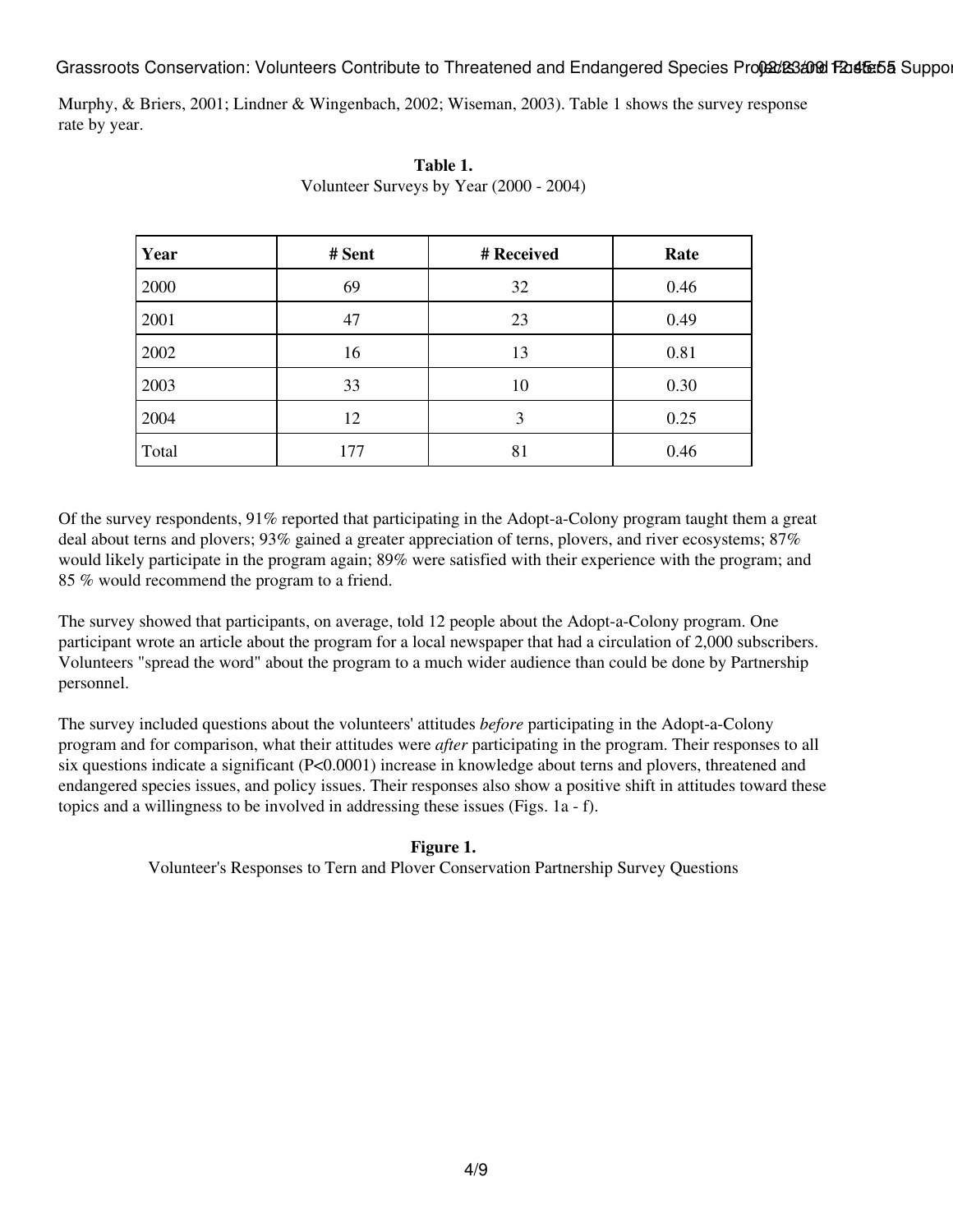Murphy, & Briers, 2001; Lindner & Wingenbach, 2002; Wiseman, 2003). Table 1 shows the survey response rate by year.

**Table 1.**
Volunteer Surveys by Year (2000 - 2004)

| Year | # Sent | # Received | Rate |
|---|---|---|---|
| 2000 | 69 | 32 | 0.46 |
| 2001 | 47 | 23 | 0.49 |
| 2002 | 16 | 13 | 0.81 |
| 2003 | 33 | 10 | 0.30 |
| 2004 | 12 | 3 | 0.25 |
| Total | 177 | 81 | 0.46 |

Of the survey respondents, 91% reported that participating in the Adopt-a-Colony program taught them a great deal about terns and plovers; 93% gained a greater appreciation of terns, plovers, and river ecosystems; 87% would likely participate in the program again; 89% were satisfied with their experience with the program; and 85 % would recommend the program to a friend.

The survey showed that participants, on average, told 12 people about the Adopt-a-Colony program. One participant wrote an article about the program for a local newspaper that had a circulation of 2,000 subscribers. Volunteers "spread the word" about the program to a much wider audience than could be done by Partnership personnel.

The survey included questions about the volunteers' attitudes *before* participating in the Adopt-a-Colony program and for comparison, what their attitudes were *after* participating in the program. Their responses to all six questions indicate a significant ($P<0.0001$) increase in knowledge about terns and plovers, threatened and endangered species issues, and policy issues. Their responses also show a positive shift in attitudes toward these topics and a willingness to be involved in addressing these issues (Figs. 1a - f).

**Figure 1.**
Volunteer's Responses to Tern and Plover Conservation Partnership Survey Questions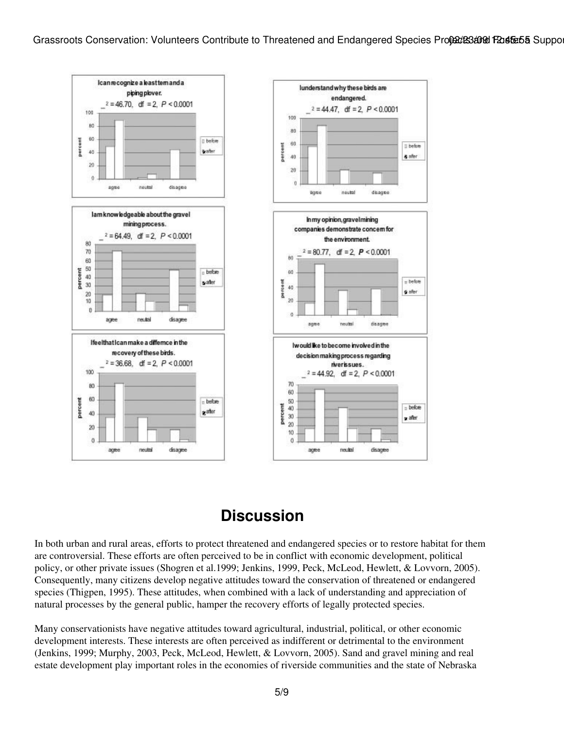I can recognize a least tern and a piping plover.

$\chi^2 = 46.70$, $df = 2$, $P < 0.0001$

I understand why these birds are endangered.

$\chi^2 = 44.47$, $df = 2$, $P < 0.0001$

I am knowledgeable about the gravel mining process.

$\chi^2 = 64.49$, $df = 2$, $P < 0.0001$

In my opinion, gravel mining companies demonstrate concern for the environment.

$\chi^2 = 80.77$, $df = 2$, $P < 0.0001$

I feel that I can make a difference in the recovery of these birds.

$\chi^2 = 36.68$, $df = 2$, $P < 0.0001$

I would like to become involved in the decision making process regarding river issues.

$\chi^2 = 44.92$, $df = 2$, $P < 0.0001$

## Discussion

In both urban and rural areas, efforts to protect threatened and endangered species or to restore habitat for them are controversial. These efforts are often perceived to be in conflict with economic development, political policy, or other private issues (Shogren et al.1999; Jenkins, 1999, Peck, McLeod, Hewlett, & Lovvorn, 2005). Consequently, many citizens develop negative attitudes toward the conservation of threatened or endangered species (Thigpen, 1995). These attitudes, when combined with a lack of understanding and appreciation of natural processes by the general public, hamper the recovery efforts of legally protected species.

Many conservationists have negative attitudes toward agricultural, industrial, political, or other economic development interests. These interests are often perceived as indifferent or detrimental to the environment (Jenkins, 1999; Murphy, 2003, Peck, McLeod, Hewlett, & Lovvorn, 2005). Sand and gravel mining and real estate development play important roles in the economies of riverside communities and the state of Nebraska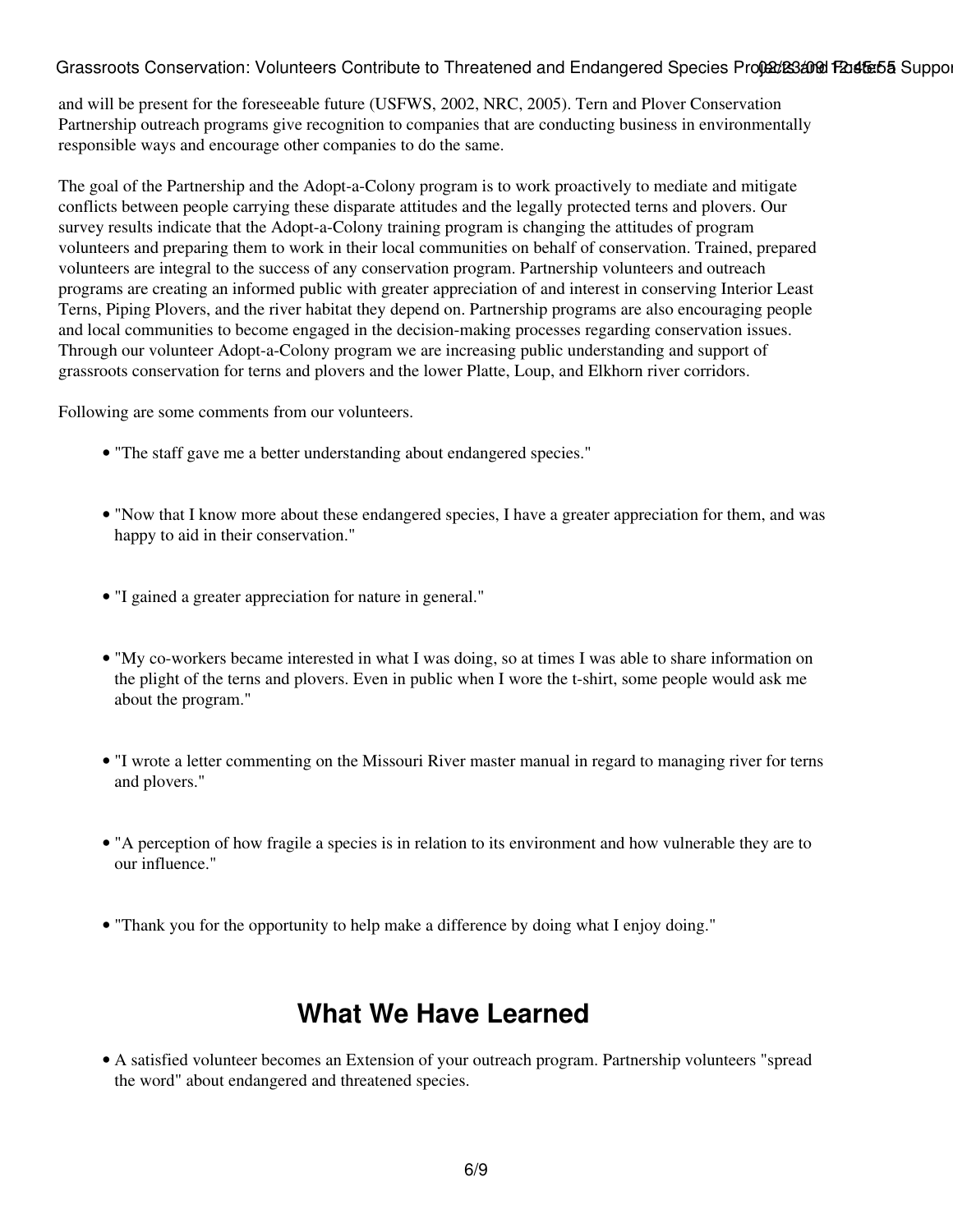and will be present for the foreseeable future (USFWS, 2002, NRC, 2005). Tern and Plover Conservation Partnership outreach programs give recognition to companies that are conducting business in environmentally responsible ways and encourage other companies to do the same.

The goal of the Partnership and the Adopt-a-Colony program is to work proactively to mediate and mitigate conflicts between people carrying these disparate attitudes and the legally protected terns and plovers. Our survey results indicate that the Adopt-a-Colony training program is changing the attitudes of program volunteers and preparing them to work in their local communities on behalf of conservation. Trained, prepared volunteers are integral to the success of any conservation program. Partnership volunteers and outreach programs are creating an informed public with greater appreciation of and interest in conserving Interior Least Terns, Piping Plovers, and the river habitat they depend on. Partnership programs are also encouraging people and local communities to become engaged in the decision-making processes regarding conservation issues. Through our volunteer Adopt-a-Colony program we are increasing public understanding and support of grassroots conservation for terns and plovers and the lower Platte, Loup, and Elkhorn river corridors.

Following are some comments from our volunteers.

- "The staff gave me a better understanding about endangered species."
- "Now that I know more about these endangered species, I have a greater appreciation for them, and was happy to aid in their conservation."
- "I gained a greater appreciation for nature in general."
- "My co-workers became interested in what I was doing, so at times I was able to share information on the plight of the terns and plovers. Even in public when I wore the t-shirt, some people would ask me about the program."
- "I wrote a letter commenting on the Missouri River master manual in regard to managing river for terns and plovers."
- "A perception of how fragile a species is in relation to its environment and how vulnerable they are to our influence."
- "Thank you for the opportunity to help make a difference by doing what I enjoy doing."

## What We Have Learned

- A satisfied volunteer becomes an Extension of your outreach program. Partnership volunteers "spread the word" about endangered and threatened species.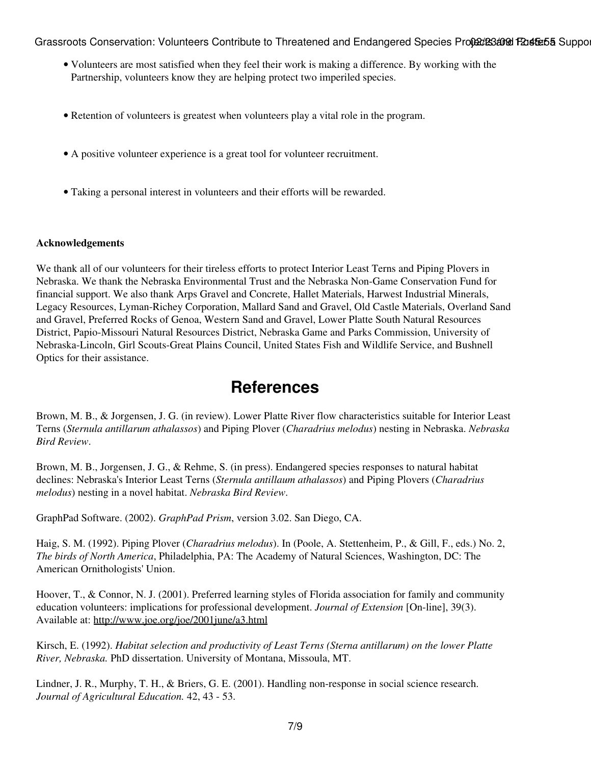- Volunteers are most satisfied when they feel their work is making a difference. By working with the Partnership, volunteers know they are helping protect two imperiled species.
- Retention of volunteers is greatest when volunteers play a vital role in the program.
- A positive volunteer experience is a great tool for volunteer recruitment.
- Taking a personal interest in volunteers and their efforts will be rewarded.

**Acknowledgements**

We thank all of our volunteers for their tireless efforts to protect Interior Least Terns and Piping Plovers in Nebraska. We thank the Nebraska Environmental Trust and the Nebraska Non-Game Conservation Fund for financial support. We also thank Arps Gravel and Concrete, Hallet Materials, Harwest Industrial Minerals, Legacy Resources, Lyman-Richey Corporation, Mallard Sand and Gravel, Old Castle Materials, Overland Sand and Gravel, Preferred Rocks of Genoa, Western Sand and Gravel, Lower Platte South Natural Resources District, Papio-Missouri Natural Resources District, Nebraska Game and Parks Commission, University of Nebraska-Lincoln, Girl Scouts-Great Plains Council, United States Fish and Wildlife Service, and Bushnell Optics for their assistance.

# References

Brown, M. B., & Jorgensen, J. G. (in review). Lower Platte River flow characteristics suitable for Interior Least Terns (*Sternula antillarum athalassos*) and Piping Plover (*Charadrius melodus*) nesting in Nebraska. *Nebraska Bird Review*.

Brown, M. B., Jorgensen, J. G., & Rehme, S. (in press). Endangered species responses to natural habitat declines: Nebraska's Interior Least Terns (*Sternula antillaum athalassos*) and Piping Plovers (*Charadrius melodus*) nesting in a novel habitat. *Nebraska Bird Review*.

GraphPad Software. (2002). *GraphPad Prism*, version 3.02. San Diego, CA.

Haig, S. M. (1992). Piping Plover (*Charadrius melodus*). In (Poole, A. Stettenheim, P., & Gill, F., eds.) No. 2, *The birds of North America*, Philadelphia, PA: The Academy of Natural Sciences, Washington, DC: The American Ornithologists' Union.

Hoover, T., & Connor, N. J. (2001). Preferred learning styles of Florida association for family and community education volunteers: implications for professional development. *Journal of Extension* [On-line], 39(3). Available at: http://www.joe.org/joe/2001june/a3.html

Kirsch, E. (1992). *Habitat selection and productivity of Least Terns (Sterna antillarum) on the lower Platte River, Nebraska.* PhD dissertation. University of Montana, Missoula, MT.

Lindner, J. R., Murphy, T. H., & Briers, G. E. (2001). Handling non-response in social science research. *Journal of Agricultural Education.* 42, 43 - 53.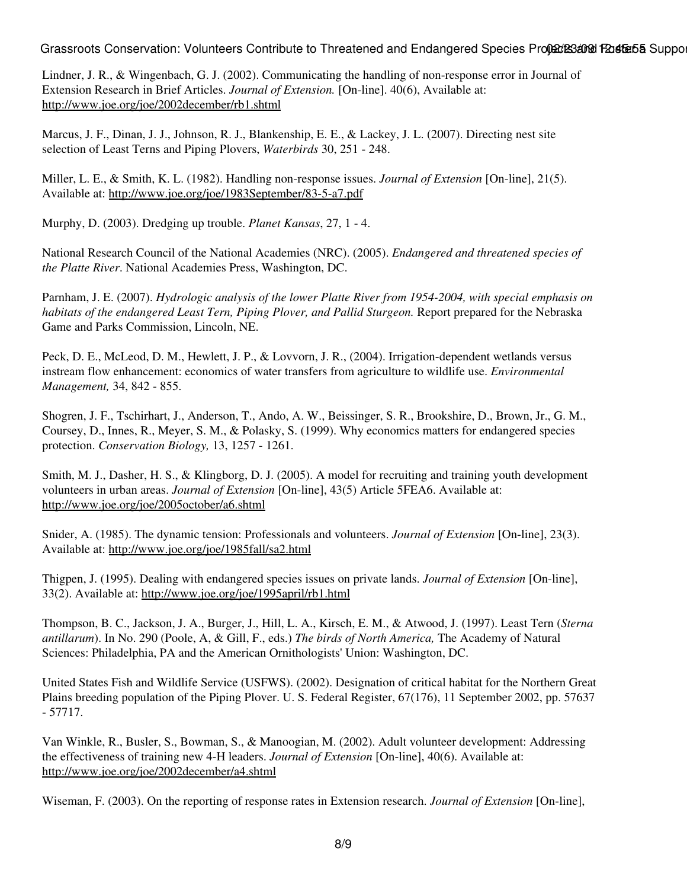Lindner, J. R., & Wingenbach, G. J. (2002). Communicating the handling of non-response error in Journal of Extension Research in Brief Articles. *Journal of Extension.* [On-line]. 40(6), Available at: http://www.joe.org/joe/2002december/rb1.shtml

Marcus, J. F., Dinan, J. J., Johnson, R. J., Blankenship, E. E., & Lackey, J. L. (2007). Directing nest site selection of Least Terns and Piping Plovers, *Waterbirds* 30, 251 - 248.

Miller, L. E., & Smith, K. L. (1982). Handling non-response issues. *Journal of Extension* [On-line], 21(5). Available at: http://www.joe.org/joe/1983September/83-5-a7.pdf

Murphy, D. (2003). Dredging up trouble. *Planet Kansas*, 27, 1 - 4.

National Research Council of the National Academies (NRC). (2005). *Endangered and threatened species of the Platte River*. National Academies Press, Washington, DC.

Parnham, J. E. (2007). *Hydrologic analysis of the lower Platte River from 1954-2004, with special emphasis on habitats of the endangered Least Tern, Piping Plover, and Pallid Sturgeon.* Report prepared for the Nebraska Game and Parks Commission, Lincoln, NE.

Peck, D. E., McLeod, D. M., Hewlett, J. P., & Lovvorn, J. R., (2004). Irrigation-dependent wetlands versus instream flow enhancement: economics of water transfers from agriculture to wildlife use. *Environmental Management,* 34, 842 - 855.

Shogren, J. F., Tschirhart, J., Anderson, T., Ando, A. W., Beissinger, S. R., Brookshire, D., Brown, Jr., G. M., Coursey, D., Innes, R., Meyer, S. M., & Polasky, S. (1999). Why economics matters for endangered species protection. *Conservation Biology,* 13, 1257 - 1261.

Smith, M. J., Dasher, H. S., & Klingborg, D. J. (2005). A model for recruiting and training youth development volunteers in urban areas. *Journal of Extension* [On-line], 43(5) Article 5FEA6. Available at: http://www.joe.org/joe/2005october/a6.shtml

Snider, A. (1985). The dynamic tension: Professionals and volunteers. *Journal of Extension* [On-line], 23(3). Available at: http://www.joe.org/joe/1985fall/sa2.html

Thigpen, J. (1995). Dealing with endangered species issues on private lands. *Journal of Extension* [On-line], 33(2). Available at: http://www.joe.org/joe/1995april/rb1.html

Thompson, B. C., Jackson, J. A., Burger, J., Hill, L. A., Kirsch, E. M., & Atwood, J. (1997). Least Tern (*Sterna antillarum*). In No. 290 (Poole, A, & Gill, F., eds.) *The birds of North America,* The Academy of Natural Sciences: Philadelphia, PA and the American Ornithologists' Union: Washington, DC.

United States Fish and Wildlife Service (USFWS). (2002). Designation of critical habitat for the Northern Great Plains breeding population of the Piping Plover. U. S. Federal Register, 67(176), 11 September 2002, pp. 57637 - 57717.

Van Winkle, R., Busler, S., Bowman, S., & Manoogian, M. (2002). Adult volunteer development: Addressing the effectiveness of training new 4-H leaders. *Journal of Extension* [On-line], 40(6). Available at: http://www.joe.org/joe/2002december/a4.shtml

Wiseman, F. (2003). On the reporting of response rates in Extension research. *Journal of Extension* [On-line],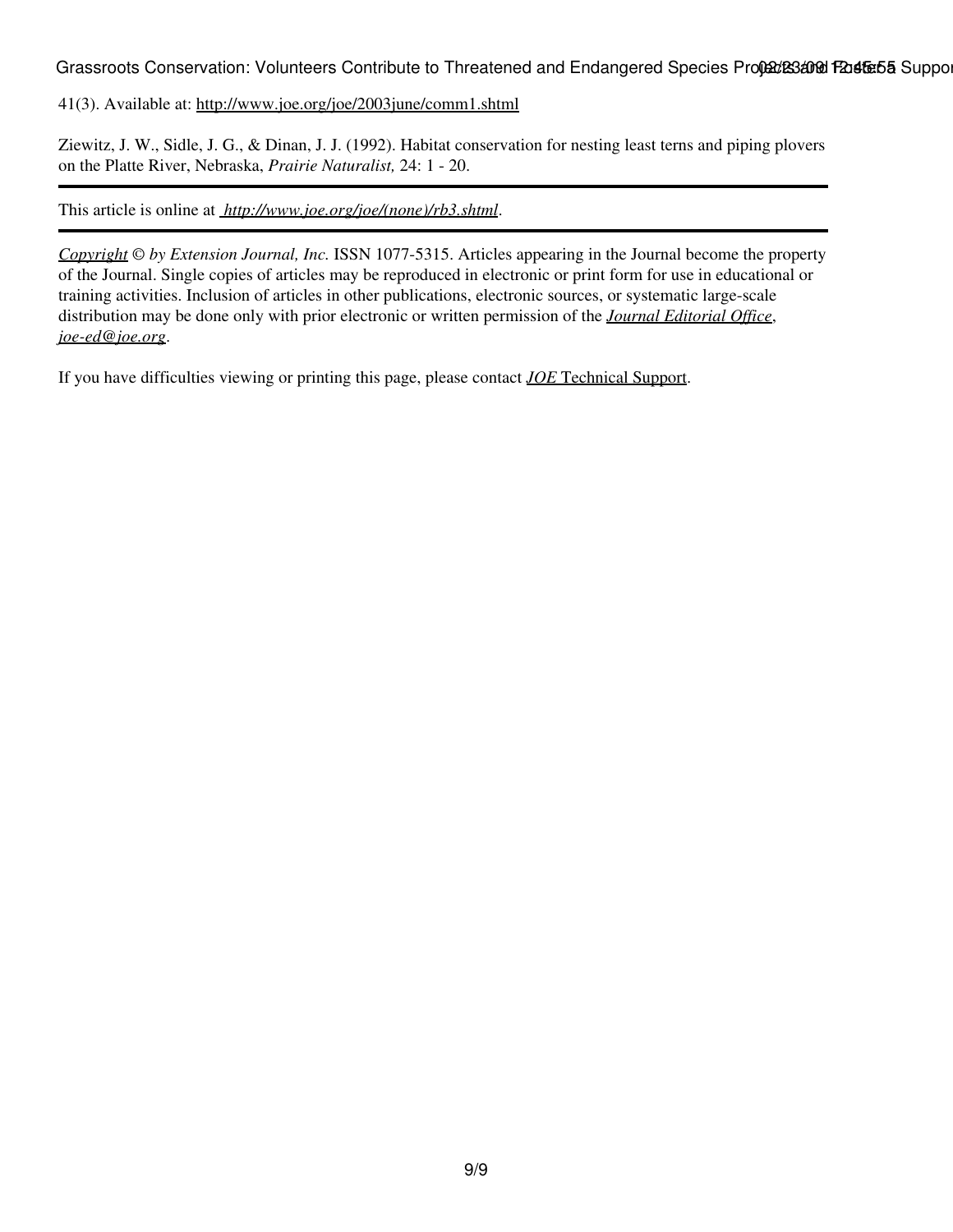41(3). Available at: http://www.joe.org/joe/2003june/comm1.shtml

Ziewitz, J. W., Sidle, J. G., & Dinan, J. J. (1992). Habitat conservation for nesting least terns and piping plovers on the Platte River, Nebraska, *Prairie Naturalist,* 24: 1 - 20.

---

This article is online at *http://www.joe.org/joe/(none)/rb3.shtml*.

---

*Copyright* © *by Extension Journal, Inc.* ISSN 1077-5315. Articles appearing in the Journal become the property of the Journal. Single copies of articles may be reproduced in electronic or print form for use in educational or training activities. Inclusion of articles in other publications, electronic sources, or systematic large-scale distribution may be done only with prior electronic or written permission of the *Journal Editorial Office*, *joe-ed@joe.org*.

If you have difficulties viewing or printing this page, please contact *JOE* Technical Support.